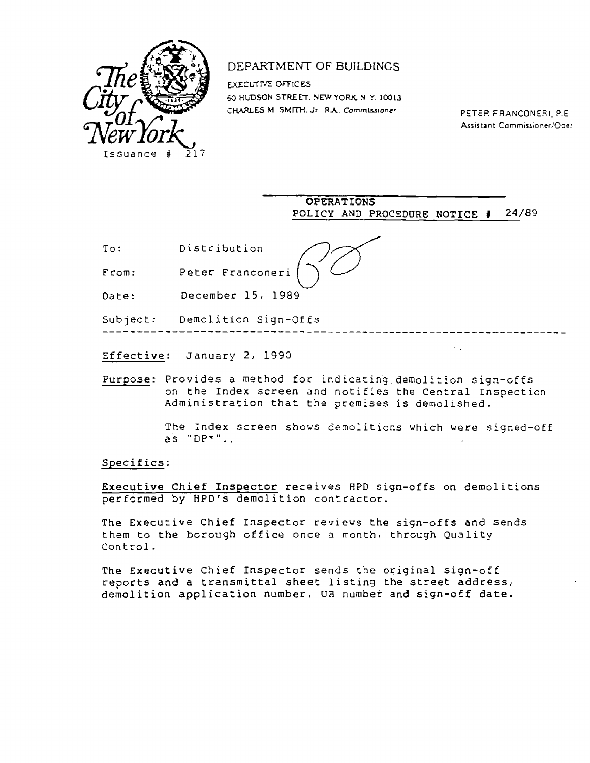The City of New York

Issuance # 217

DEPARTMENT OF BUILDINGS

EXECUTIVE OFFICES
60 HUDSON STREET, NEW YORK, N.Y. 10013
CHARLES M. SMITH, Jr., R.A., Commissioner

PETER FRANCONERI, P.E.
Assistant Commissioner/Oper.

**OPERATIONS**
**POLICY AND PROCEDURE NOTICE # 24/89**

To: Distribution

From: Peter Franconeri

Date: December 15, 1989

Subject: Demolition Sign-Offs

---

Effective: January 2, 1990

Purpose: Provides a method for indicating demolition sign-offs on the Index screen and notifies the Central Inspection Administration that the premises is demolished.

The Index screen shows demolitions which were signed-off as "DP*".

Specifics:

Executive Chief Inspector receives HPD sign-offs on demolitions performed by HPD's demolition contractor.

The Executive Chief Inspector reviews the sign-offs and sends them to the borough office once a month, through Quality Control.

The Executive Chief Inspector sends the original sign-off reports and a transmittal sheet listing the street address, demolition application number, UB number and sign-off date.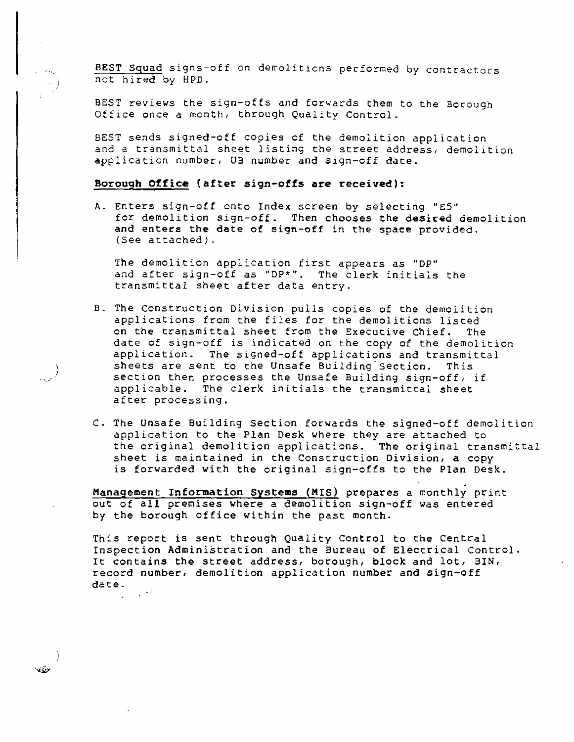**BEST Squad** signs-off on demolitions performed by contractors not hired by HPD.

BEST reviews the sign-offs and forwards them to the Borough Office once a month, through Quality Control.

BEST sends signed-off copies of the demolition application and a transmittal sheet listing the street address, demolition application number, UB number and sign-off date.

**Borough Office (after sign-offs are received):**

A. Enters sign-off onto Index screen by selecting "E5" for demolition sign-off. Then chooses the desired demolition and enters the date of sign-off in the space provided. (See attached).

   The demolition application first appears as "DP" and after sign-off as "DP*". The clerk initials the transmittal sheet after data entry.

B. The Construction Division pulls copies of the demolition applications from the files for the demolitions listed on the transmittal sheet from the Executive Chief. The date of sign-off is indicated on the copy of the demolition application. The signed-off applications and transmittal sheets are sent to the Unsafe Building Section. This section then processes the Unsafe Building sign-off, if applicable. The clerk initials the transmittal sheet after processing.

C. The Unsafe Building Section forwards the signed-off demolition application to the Plan Desk where they are attached to the original demolition applications. The original transmittal sheet is maintained in the Construction Division, a copy is forwarded with the original sign-offs to the Plan Desk.

**Management Information Systems (MIS)** prepares a monthly print out of all premises where a demolition sign-off was entered by the borough office within the past month.

This report is sent through Quality Control to the Central Inspection Administration and the Bureau of Electrical Control. It contains the street address, borough, block and lot, BIN, record number, demolition application number and sign-off date.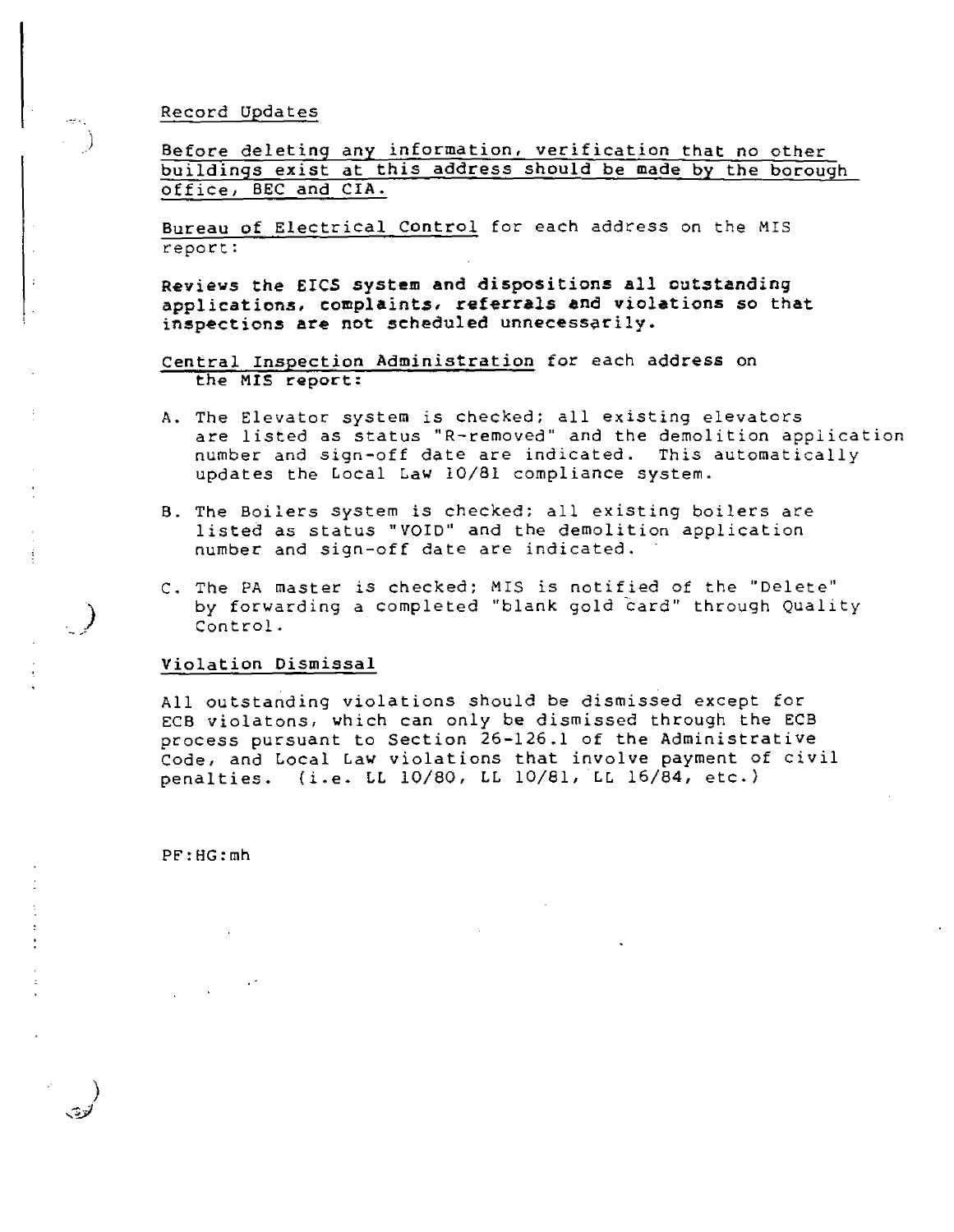Record Updates

Before deleting any information, verification that no other buildings exist at this address should be made by the borough office, BEC and CIA.

Bureau of Electrical Control for each address on the MIS report:

**Reviews the EICS system and dispositions all outstanding applications, complaints, referrals and violations so that inspections are not scheduled unnecessarily.**

Central Inspection Administration for each address on the MIS report:

A. The Elevator system is checked; all existing elevators are listed as status "R-removed" and the demolition application number and sign-off date are indicated. This automatically updates the Local Law 10/81 compliance system.

B. The Boilers system is checked; all existing boilers are listed as status "VOID" and the demolition application number and sign-off date are indicated.

C. The PA master is checked; MIS is notified of the "Delete" by forwarding a completed "blank gold card" through Quality Control.

Violation Dismissal

All outstanding violations should be dismissed except for ECB violatons, which can only be dismissed through the ECB process pursuant to Section 26-126.1 of the Administrative Code, and Local Law violations that involve payment of civil penalties. (i.e. LL 10/80, LL 10/81, LL 16/84, etc.)

PF:HG:mh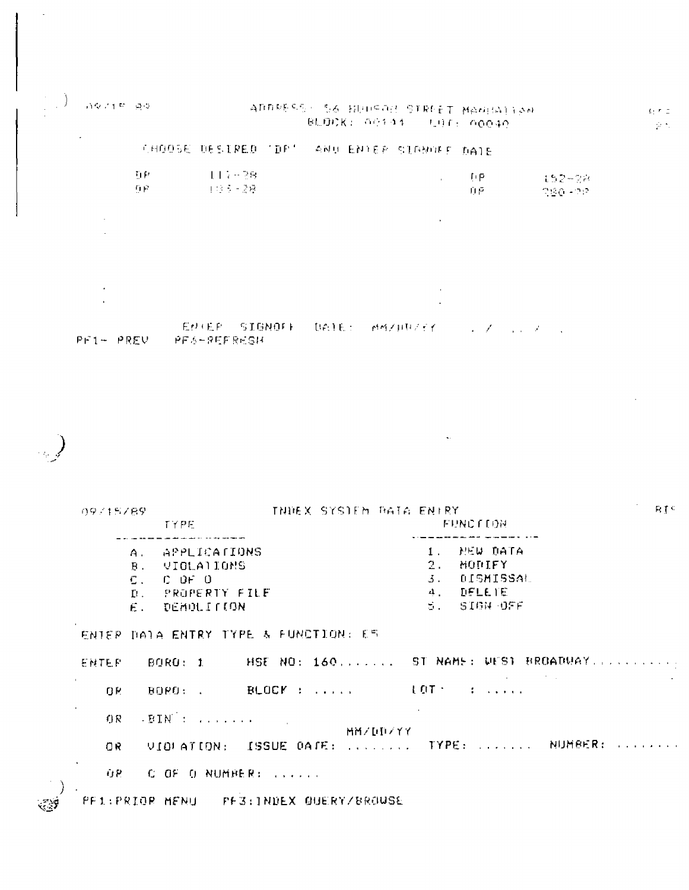```
09/15/89                 ADDRESS: 56 HUDSON STREET MANHATTAN
                                  BLOCK: 00144    LOT: 00040

        CHOOSE DESIRED 'DP'  AND ENTER SIGNOFF DATE

        DP          113-28                              DP          152-28
        DP          133-28                              DP          280-28




              ENTER  SIGNOFF  DATE:  MM/DD/YY      . /  . . /  .
    PF1- PREV    PF6-REFRESH
```

```
09/15/89                  INDEX SYSTEM DATA ENTRY                                BIS
            TYPE                                        FUNCTION
       -----------------                           -----------------
       A.  APPLICATIONS                            1.  NEW DATA
       B.  VIOLATIONS                              2.  MODIFY
       C.  C OF O                                  3.  DISMISSAL
       D.  PROPERTY FILE                           4.  DELETE
       E.  DEMOLITION                              5.  SIGN-OFF

ENTER DATA ENTRY TYPE & FUNCTION: E5

ENTER    BORO: 1      HSE NO: 160.......   ST NAME: WEST BROADWAY..........

   OR    BORO: .      BLOCK : .....        LOT    : .....

   OR    BIN : .......
                                      MM/DD/YY
   OR    VIOLATION:  ISSUE DATE: ........  TYPE: .......  NUMBER: ........

   OR    C OF O NUMBER: ......

PF1:PRIOR MENU    PF3:INDEX QUERY/BROWSE
```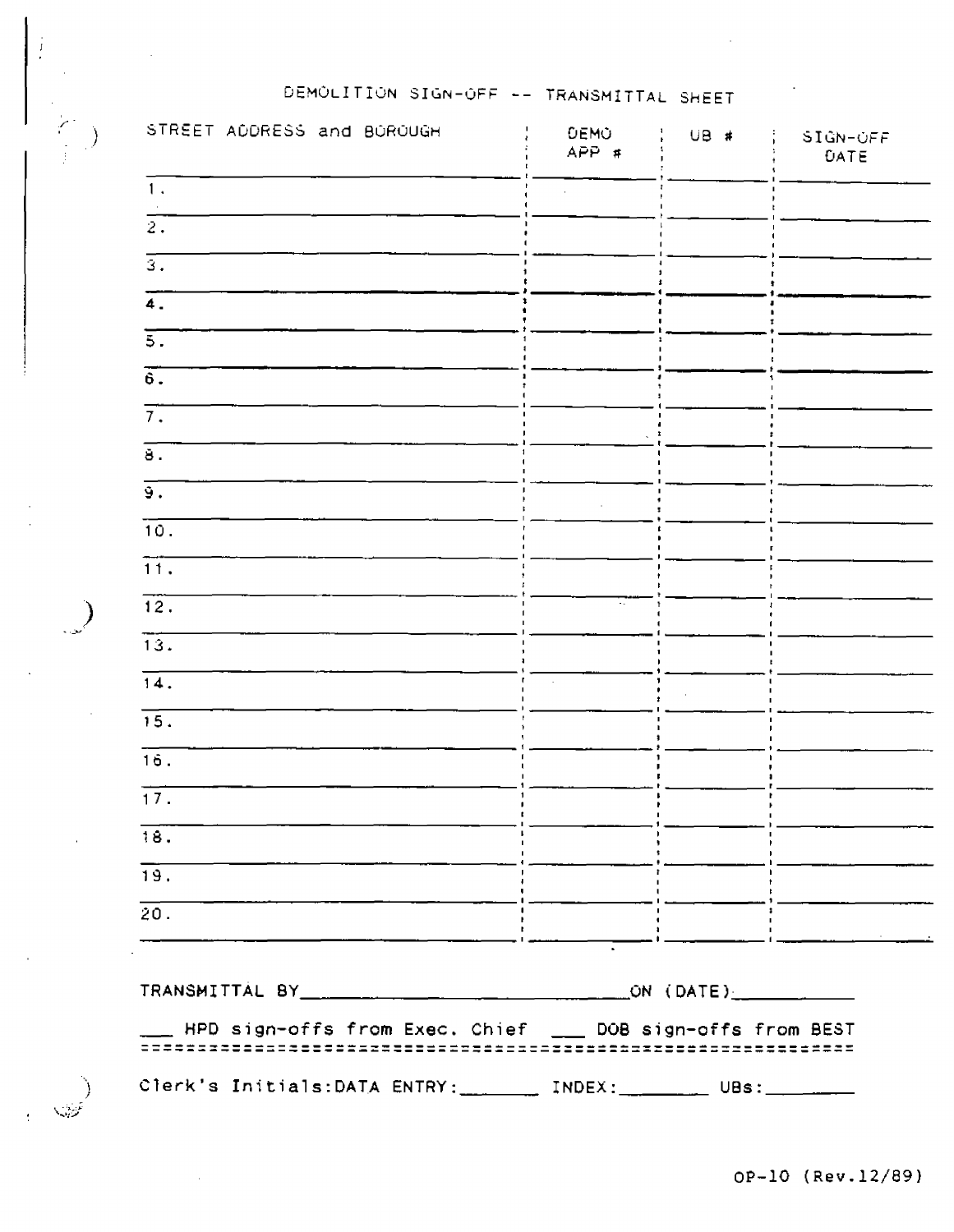# DEMOLITION SIGN-OFF -- TRANSMITTAL SHEET

| STREET ADDRESS and BOROUGH | DEMO APP # | UB # | SIGN-OFF DATE |
|---|---|---|---|
| 1. | | | |
| 2. | | | |
| 3. | | | |
| 4. | | | |
| 5. | | | |
| 6. | | | |
| 7. | | | |
| 8. | | | |
| 9. | | | |
| 10. | | | |
| 11. | | | |
| 12. | | | |
| 13. | | | |
| 14. | | | |
| 15. | | | |
| 16. | | | |
| 17. | | | |
| 18. | | | |
| 19. | | | |
| 20. | | | |

TRANSMITTAL BY_______________________________ON (DATE)__________

___ HPD sign-offs from Exec. Chief ___ DOB sign-offs from BEST

==================================================

Clerk's Initials:DATA ENTRY:_______ INDEX:_______ UBs:________

OP-10 (Rev.12/89)